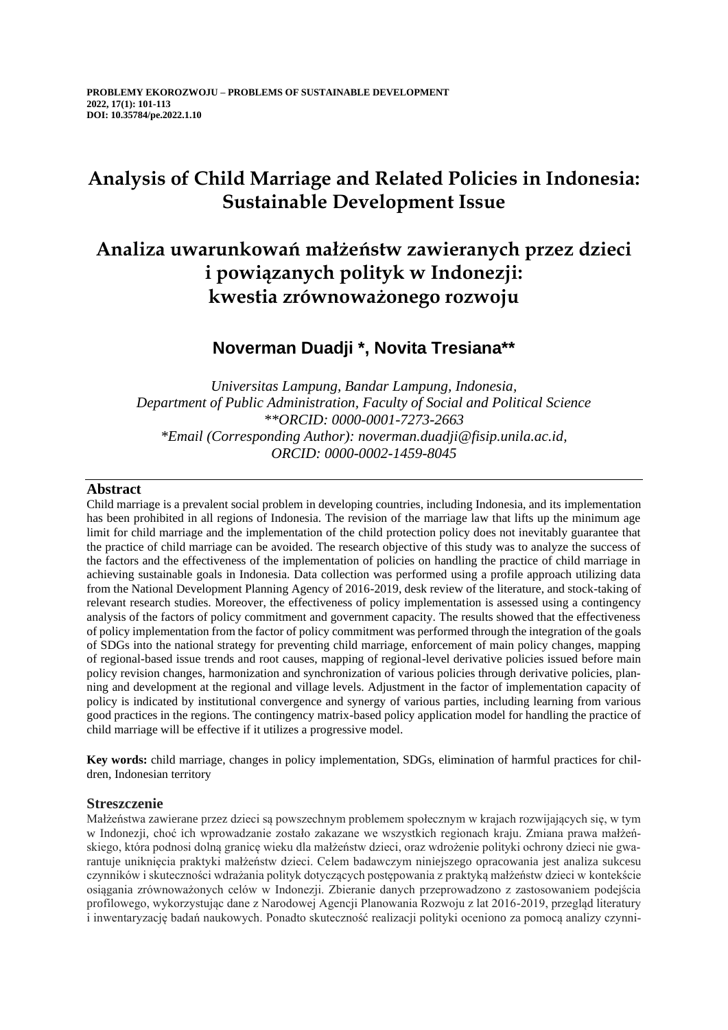**PROBLEMY EKOROZWOJU – PROBLEMS OF SUSTAINABLE DEVELOPMENT**
**2022, 17(1): 101-113**
**DOI: 10.35784/pe.2022.1.10**

# Analysis of Child Marriage and Related Policies in Indonesia: Sustainable Development Issue

# Analiza uwarunkowań małżeństw zawieranych przez dzieci i powiązanych polityk w Indonezji: kwestia zrównoważonego rozwoju

## Noverman Duadji *, Novita Tresiana**

*Universitas Lampung, Bandar Lampung, Indonesia,*
*Department of Public Administration, Faculty of Social and Political Science*
*\*\*ORCID: 0000-0001-7273-2663*
*\*Email (Corresponding Author): noverman.duadji@fisip.unila.ac.id,*
*ORCID: 0000-0002-1459-8045*

### Abstract

Child marriage is a prevalent social problem in developing countries, including Indonesia, and its implementation has been prohibited in all regions of Indonesia. The revision of the marriage law that lifts up the minimum age limit for child marriage and the implementation of the child protection policy does not inevitably guarantee that the practice of child marriage can be avoided. The research objective of this study was to analyze the success of the factors and the effectiveness of the implementation of policies on handling the practice of child marriage in achieving sustainable goals in Indonesia. Data collection was performed using a profile approach utilizing data from the National Development Planning Agency of 2016-2019, desk review of the literature, and stock-taking of relevant research studies. Moreover, the effectiveness of policy implementation is assessed using a contingency analysis of the factors of policy commitment and government capacity. The results showed that the effectiveness of policy implementation from the factor of policy commitment was performed through the integration of the goals of SDGs into the national strategy for preventing child marriage, enforcement of main policy changes, mapping of regional-based issue trends and root causes, mapping of regional-level derivative policies issued before main policy revision changes, harmonization and synchronization of various policies through derivative policies, planning and development at the regional and village levels. Adjustment in the factor of implementation capacity of policy is indicated by institutional convergence and synergy of various parties, including learning from various good practices in the regions. The contingency matrix-based policy application model for handling the practice of child marriage will be effective if it utilizes a progressive model.

**Key words:** child marriage, changes in policy implementation, SDGs, elimination of harmful practices for children, Indonesian territory

### Streszczenie

Małżeństwa zawierane przez dzieci są powszechnym problemem społecznym w krajach rozwijających się, w tym w Indonezji, choć ich wprowadzanie zostało zakazane we wszystkich regionach kraju. Zmiana prawa małżeńskiego, która podnosi dolną granicę wieku dla małżeństw dzieci, oraz wdrożenie polityki ochrony dzieci nie gwarantuje uniknięcia praktyki małżeństw dzieci. Celem badawczym niniejszego opracowania jest analiza sukcesu czynników i skuteczności wdrażania polityk dotyczących postępowania z praktyką małżeństw dzieci w kontekście osiągania zrównoważonych celów w Indonezji. Zbieranie danych przeprowadzono z zastosowaniem podejścia profilowego, wykorzystując dane z Narodowej Agencji Planowania Rozwoju z lat 2016-2019, przegląd literatury i inwentaryzację badań naukowych. Ponadto skuteczność realizacji polityki oceniono za pomocą analizy czynni-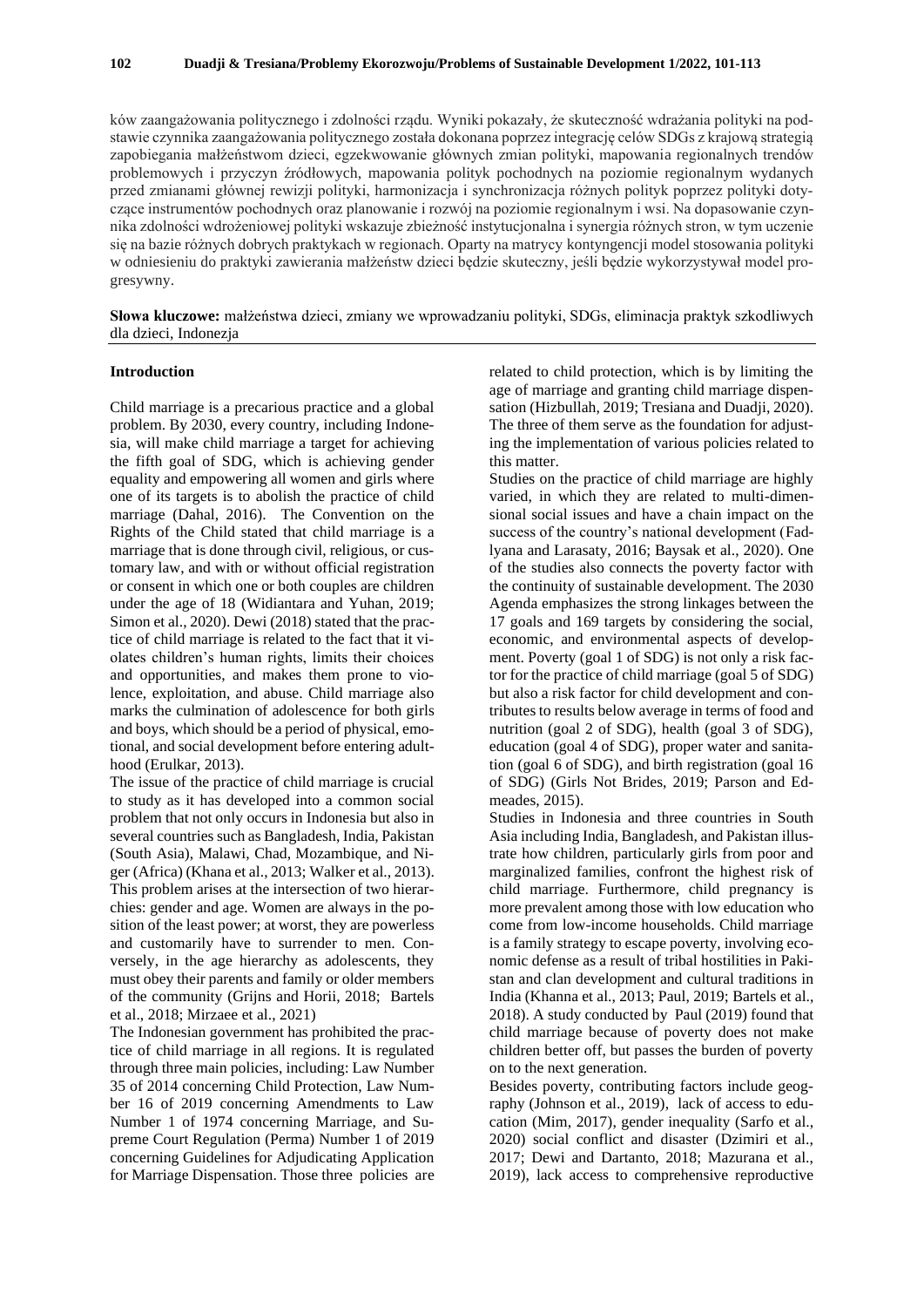ków zaangażowania politycznego i zdolności rządu. Wyniki pokazały, że skuteczność wdrażania polityki na podstawie czynnika zaangażowania politycznego została dokonana poprzez integrację celów SDGs z krajową strategią zapobiegania małżeństwom dzieci, egzekwowanie głównych zmian polityki, mapowania regionalnych trendów problemowych i przyczyn źródłowych, mapowania polityk pochodnych na poziomie regionalnym wydanych przed zmianami głównej rewizji polityki, harmonizacja i synchronizacja różnych polityk poprzez polityki dotyczące instrumentów pochodnych oraz planowanie i rozwój na poziomie regionalnym i wsi. Na dopasowanie czynnika zdolności wdrożeniowej polityki wskazuje zbieżność instytucjonalna i synergia różnych stron, w tym uczenie się na bazie różnych dobrych praktykach w regionach. Oparty na matrycy kontyngencji model stosowania polityki w odniesieniu do praktyki zawierania małżeństw dzieci będzie skuteczny, jeśli będzie wykorzystywał model progresywny.

**Słowa kluczowe:** małżeństwa dzieci, zmiany we wprowadzaniu polityki, SDGs, eliminacja praktyk szkodliwych dla dzieci, Indonezja

## Introduction

Child marriage is a precarious practice and a global problem. By 2030, every country, including Indonesia, will make child marriage a target for achieving the fifth goal of SDG, which is achieving gender equality and empowering all women and girls where one of its targets is to abolish the practice of child marriage (Dahal, 2016). The Convention on the Rights of the Child stated that child marriage is a marriage that is done through civil, religious, or customary law, and with or without official registration or consent in which one or both couples are children under the age of 18 (Widiantara and Yuhan, 2019; Simon et al., 2020). Dewi (2018) stated that the practice of child marriage is related to the fact that it violates children's human rights, limits their choices and opportunities, and makes them prone to violence, exploitation, and abuse. Child marriage also marks the culmination of adolescence for both girls and boys, which should be a period of physical, emotional, and social development before entering adulthood (Erulkar, 2013).

The issue of the practice of child marriage is crucial to study as it has developed into a common social problem that not only occurs in Indonesia but also in several countries such as Bangladesh, India, Pakistan (South Asia), Malawi, Chad, Mozambique, and Niger (Africa) (Khana et al., 2013; Walker et al., 2013). This problem arises at the intersection of two hierarchies: gender and age. Women are always in the position of the least power; at worst, they are powerless and customarily have to surrender to men. Conversely, in the age hierarchy as adolescents, they must obey their parents and family or older members of the community (Grijns and Horii, 2018; Bartels et al., 2018; Mirzaee et al., 2021)

The Indonesian government has prohibited the practice of child marriage in all regions. It is regulated through three main policies, including: Law Number 35 of 2014 concerning Child Protection, Law Number 16 of 2019 concerning Amendments to Law Number 1 of 1974 concerning Marriage, and Supreme Court Regulation (Perma) Number 1 of 2019 concerning Guidelines for Adjudicating Application for Marriage Dispensation. Those three policies are related to child protection, which is by limiting the age of marriage and granting child marriage dispensation (Hizbullah, 2019; Tresiana and Duadji, 2020). The three of them serve as the foundation for adjusting the implementation of various policies related to this matter.

Studies on the practice of child marriage are highly varied, in which they are related to multi-dimensional social issues and have a chain impact on the success of the country's national development (Fadlyana and Larasaty, 2016; Baysak et al., 2020). One of the studies also connects the poverty factor with the continuity of sustainable development. The 2030 Agenda emphasizes the strong linkages between the 17 goals and 169 targets by considering the social, economic, and environmental aspects of development. Poverty (goal 1 of SDG) is not only a risk factor for the practice of child marriage (goal 5 of SDG) but also a risk factor for child development and contributes to results below average in terms of food and nutrition (goal 2 of SDG), health (goal 3 of SDG), education (goal 4 of SDG), proper water and sanitation (goal 6 of SDG), and birth registration (goal 16 of SDG) (Girls Not Brides, 2019; Parson and Edmeades, 2015).

Studies in Indonesia and three countries in South Asia including India, Bangladesh, and Pakistan illustrate how children, particularly girls from poor and marginalized families, confront the highest risk of child marriage. Furthermore, child pregnancy is more prevalent among those with low education who come from low-income households. Child marriage is a family strategy to escape poverty, involving economic defense as a result of tribal hostilities in Pakistan and clan development and cultural traditions in India (Khanna et al., 2013; Paul, 2019; Bartels et al., 2018). A study conducted by Paul (2019) found that child marriage because of poverty does not make children better off, but passes the burden of poverty on to the next generation.

Besides poverty, contributing factors include geography (Johnson et al., 2019), lack of access to education (Mim, 2017), gender inequality (Sarfo et al., 2020) social conflict and disaster (Dzimiri et al., 2017; Dewi and Dartanto, 2018; Mazurana et al., 2019), lack access to comprehensive reproductive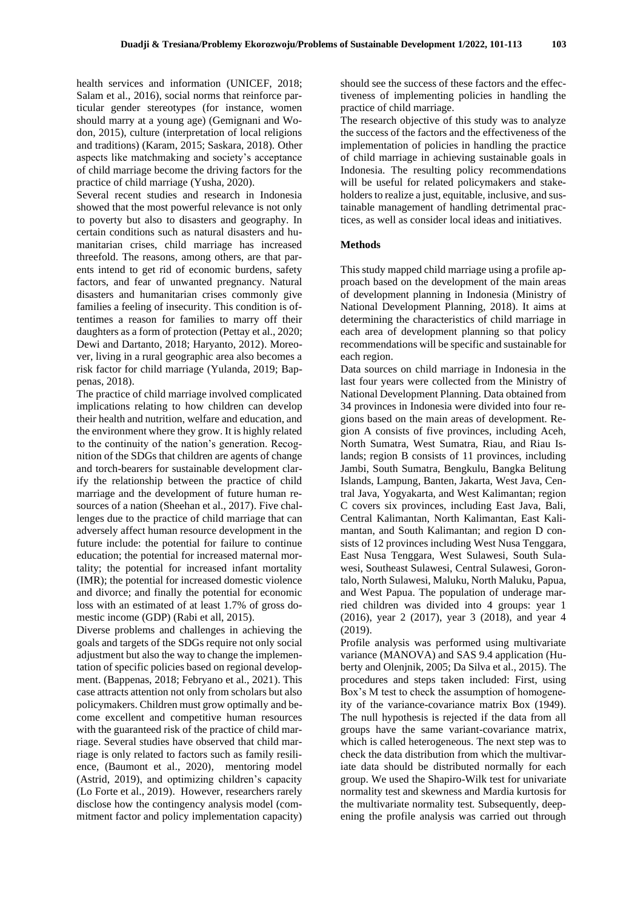health services and information (UNICEF, 2018; Salam et al., 2016), social norms that reinforce particular gender stereotypes (for instance, women should marry at a young age) (Gemignani and Wodon, 2015), culture (interpretation of local religions and traditions) (Karam, 2015; Saskara, 2018). Other aspects like matchmaking and society's acceptance of child marriage become the driving factors for the practice of child marriage (Yusha, 2020).

Several recent studies and research in Indonesia showed that the most powerful relevance is not only to poverty but also to disasters and geography. In certain conditions such as natural disasters and humanitarian crises, child marriage has increased threefold. The reasons, among others, are that parents intend to get rid of economic burdens, safety factors, and fear of unwanted pregnancy. Natural disasters and humanitarian crises commonly give families a feeling of insecurity. This condition is oftentimes a reason for families to marry off their daughters as a form of protection (Pettay et al., 2020; Dewi and Dartanto, 2018; Haryanto, 2012). Moreover, living in a rural geographic area also becomes a risk factor for child marriage (Yulanda, 2019; Bappenas, 2018).

The practice of child marriage involved complicated implications relating to how children can develop their health and nutrition, welfare and education, and the environment where they grow. It is highly related to the continuity of the nation's generation. Recognition of the SDGs that children are agents of change and torch-bearers for sustainable development clarify the relationship between the practice of child marriage and the development of future human resources of a nation (Sheehan et al., 2017). Five challenges due to the practice of child marriage that can adversely affect human resource development in the future include: the potential for failure to continue education; the potential for increased maternal mortality; the potential for increased infant mortality (IMR); the potential for increased domestic violence and divorce; and finally the potential for economic loss with an estimated of at least 1.7% of gross domestic income (GDP) (Rabi et all, 2015).

Diverse problems and challenges in achieving the goals and targets of the SDGs require not only social adjustment but also the way to change the implementation of specific policies based on regional development. (Bappenas, 2018; Febryano et al., 2021). This case attracts attention not only from scholars but also policymakers. Children must grow optimally and become excellent and competitive human resources with the guaranteed risk of the practice of child marriage. Several studies have observed that child marriage is only related to factors such as family resilience, (Baumont et al., 2020), mentoring model (Astrid, 2019), and optimizing children's capacity (Lo Forte et al., 2019). However, researchers rarely disclose how the contingency analysis model (commitment factor and policy implementation capacity) should see the success of these factors and the effectiveness of implementing policies in handling the practice of child marriage.

The research objective of this study was to analyze the success of the factors and the effectiveness of the implementation of policies in handling the practice of child marriage in achieving sustainable goals in Indonesia. The resulting policy recommendations will be useful for related policymakers and stakeholders to realize a just, equitable, inclusive, and sustainable management of handling detrimental practices, as well as consider local ideas and initiatives.

## Methods

This study mapped child marriage using a profile approach based on the development of the main areas of development planning in Indonesia (Ministry of National Development Planning, 2018). It aims at determining the characteristics of child marriage in each area of development planning so that policy recommendations will be specific and sustainable for each region.

Data sources on child marriage in Indonesia in the last four years were collected from the Ministry of National Development Planning. Data obtained from 34 provinces in Indonesia were divided into four regions based on the main areas of development. Region A consists of five provinces, including Aceh, North Sumatra, West Sumatra, Riau, and Riau Islands; region B consists of 11 provinces, including Jambi, South Sumatra, Bengkulu, Bangka Belitung Islands, Lampung, Banten, Jakarta, West Java, Central Java, Yogyakarta, and West Kalimantan; region C covers six provinces, including East Java, Bali, Central Kalimantan, North Kalimantan, East Kalimantan, and South Kalimantan; and region D consists of 12 provinces including West Nusa Tenggara, East Nusa Tenggara, West Sulawesi, South Sulawesi, Southeast Sulawesi, Central Sulawesi, Gorontalo, North Sulawesi, Maluku, North Maluku, Papua, and West Papua. The population of underage married children was divided into 4 groups: year 1 (2016), year 2 (2017), year 3 (2018), and year 4 (2019).

Profile analysis was performed using multivariate variance (MANOVA) and SAS 9.4 application (Huberty and Olenjnik, 2005; Da Silva et al., 2015). The procedures and steps taken included: First, using Box's M test to check the assumption of homogeneity of the variance-covariance matrix Box (1949). The null hypothesis is rejected if the data from all groups have the same variant-covariance matrix, which is called heterogeneous. The next step was to check the data distribution from which the multivariate data should be distributed normally for each group. We used the Shapiro-Wilk test for univariate normality test and skewness and Mardia kurtosis for the multivariate normality test. Subsequently, deepening the profile analysis was carried out through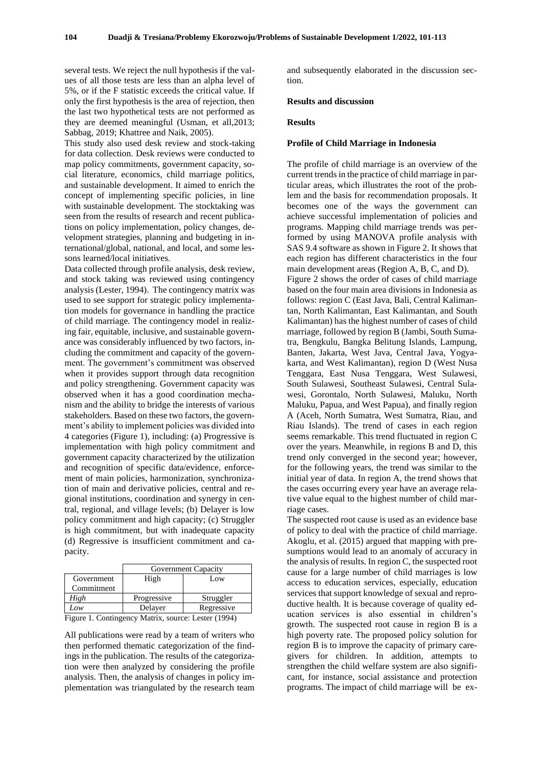several tests. We reject the null hypothesis if the values of all those tests are less than an alpha level of 5%, or if the F statistic exceeds the critical value. If only the first hypothesis is the area of rejection, then the last two hypothetical tests are not performed as they are deemed meaningful (Usman, et all,2013; Sabbag, 2019; Khattree and Naik, 2005).

This study also used desk review and stock-taking for data collection. Desk reviews were conducted to map policy commitments, government capacity, social literature, economics, child marriage politics, and sustainable development. It aimed to enrich the concept of implementing specific policies, in line with sustainable development. The stocktaking was seen from the results of research and recent publications on policy implementation, policy changes, development strategies, planning and budgeting in international/global, national, and local, and some lessons learned/local initiatives.

Data collected through profile analysis, desk review, and stock taking was reviewed using contingency analysis (Lester, 1994). The contingency matrix was used to see support for strategic policy implementation models for governance in handling the practice of child marriage. The contingency model in realizing fair, equitable, inclusive, and sustainable governance was considerably influenced by two factors, including the commitment and capacity of the government. The government's commitment was observed when it provides support through data recognition and policy strengthening. Government capacity was observed when it has a good coordination mechanism and the ability to bridge the interests of various stakeholders. Based on these two factors, the government's ability to implement policies was divided into 4 categories (Figure 1), including: (a) Progressive is implementation with high policy commitment and government capacity characterized by the utilization and recognition of specific data/evidence, enforcement of main policies, harmonization, synchronization of main and derivative policies, central and regional institutions, coordination and synergy in central, regional, and village levels; (b) Delayer is low policy commitment and high capacity; (c) Struggler is high commitment, but with inadequate capacity (d) Regressive is insufficient commitment and capacity.

| | Government Capacity | |
|---|---|---|
| Government Commitment | High | Low |
| *High* | Progressive | Struggler |
| *Low* | Delayer | Regressive |

Figure 1. Contingency Matrix, source: Lester (1994)

All publications were read by a team of writers who then performed thematic categorization of the findings in the publication. The results of the categorization were then analyzed by considering the profile analysis. Then, the analysis of changes in policy implementation was triangulated by the research team and subsequently elaborated in the discussion section.

## Results and discussion

### Results

#### Profile of Child Marriage in Indonesia

The profile of child marriage is an overview of the current trends in the practice of child marriage in particular areas, which illustrates the root of the problem and the basis for recommendation proposals. It becomes one of the ways the government can achieve successful implementation of policies and programs. Mapping child marriage trends was performed by using MANOVA profile analysis with SAS 9.4 software as shown in Figure 2. It shows that each region has different characteristics in the four main development areas (Region A, B, C, and D).

Figure 2 shows the order of cases of child marriage based on the four main area divisions in Indonesia as follows: region C (East Java, Bali, Central Kalimantan, North Kalimantan, East Kalimantan, and South Kalimantan) has the highest number of cases of child marriage, followed by region B (Jambi, South Sumatra, Bengkulu, Bangka Belitung Islands, Lampung, Banten, Jakarta, West Java, Central Java, Yogyakarta, and West Kalimantan), region D (West Nusa Tenggara, East Nusa Tenggara, West Sulawesi, South Sulawesi, Southeast Sulawesi, Central Sulawesi, Gorontalo, North Sulawesi, Maluku, North Maluku, Papua, and West Papua), and finally region A (Aceh, North Sumatra, West Sumatra, Riau, and Riau Islands). The trend of cases in each region seems remarkable. This trend fluctuated in region C over the years. Meanwhile, in regions B and D, this trend only converged in the second year; however, for the following years, the trend was similar to the initial year of data. In region A, the trend shows that the cases occurring every year have an average relative value equal to the highest number of child marriage cases.

The suspected root cause is used as an evidence base of policy to deal with the practice of child marriage. Akoglu, et al. (2015) argued that mapping with presumptions would lead to an anomaly of accuracy in the analysis of results. In region C, the suspected root cause for a large number of child marriages is low access to education services, especially, education services that support knowledge of sexual and reproductive health. It is because coverage of quality education services is also essential in children's growth. The suspected root cause in region B is a high poverty rate. The proposed policy solution for region B is to improve the capacity of primary caregivers for children. In addition, attempts to strengthen the child welfare system are also significant, for instance, social assistance and protection programs. The impact of child marriage will be ex-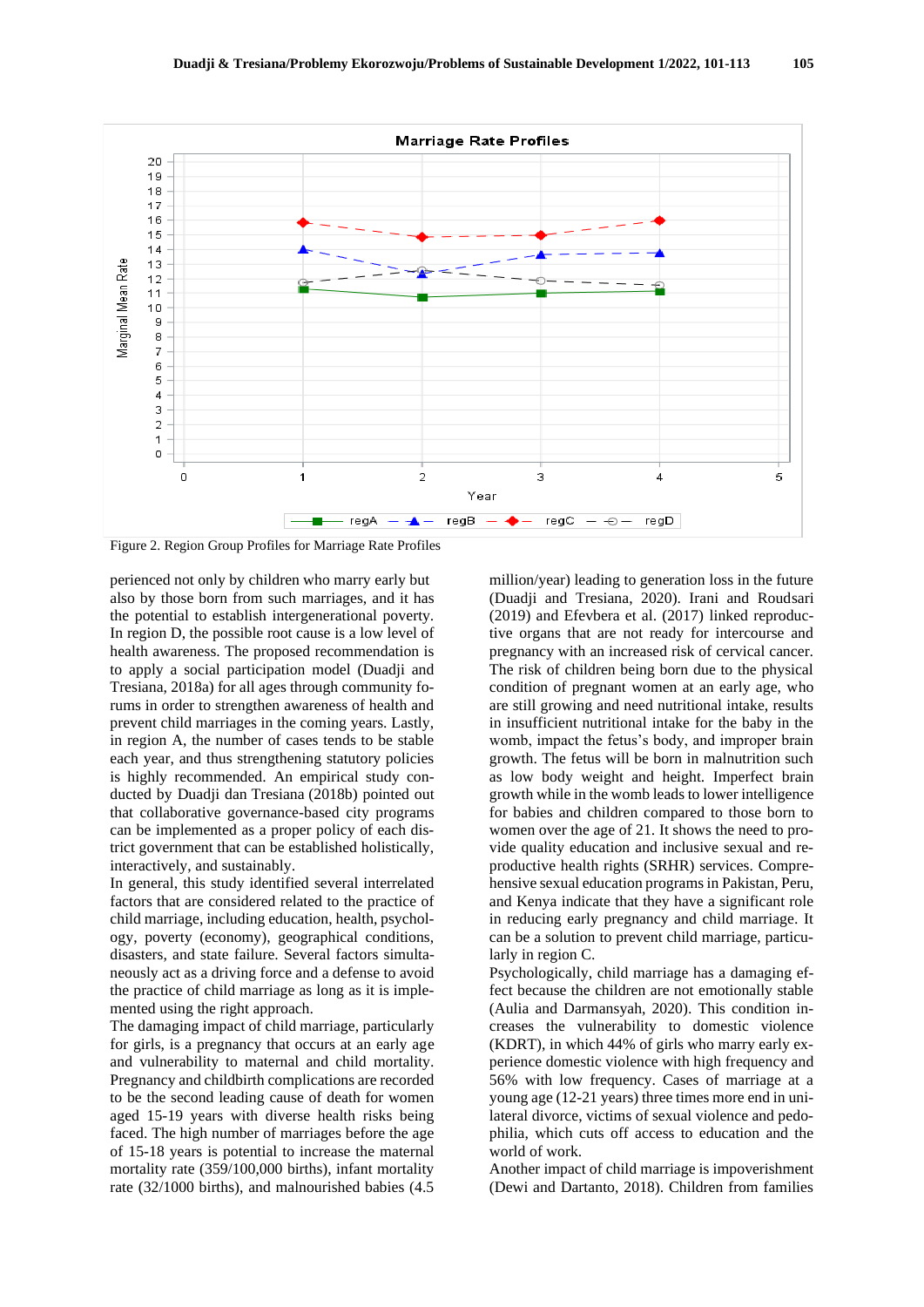Figure 2. Region Group Profiles for Marriage Rate Profiles

perienced not only by children who marry early but also by those born from such marriages, and it has the potential to establish intergenerational poverty. In region D, the possible root cause is a low level of health awareness. The proposed recommendation is to apply a social participation model (Duadji and Tresiana, 2018a) for all ages through community forums in order to strengthen awareness of health and prevent child marriages in the coming years. Lastly, in region A, the number of cases tends to be stable each year, and thus strengthening statutory policies is highly recommended. An empirical study conducted by Duadji dan Tresiana (2018b) pointed out that collaborative governance-based city programs can be implemented as a proper policy of each district government that can be established holistically, interactively, and sustainably.

In general, this study identified several interrelated factors that are considered related to the practice of child marriage, including education, health, psychology, poverty (economy), geographical conditions, disasters, and state failure. Several factors simultaneously act as a driving force and a defense to avoid the practice of child marriage as long as it is implemented using the right approach.

The damaging impact of child marriage, particularly for girls, is a pregnancy that occurs at an early age and vulnerability to maternal and child mortality. Pregnancy and childbirth complications are recorded to be the second leading cause of death for women aged 15-19 years with diverse health risks being faced. The high number of marriages before the age of 15-18 years is potential to increase the maternal mortality rate (359/100,000 births), infant mortality rate (32/1000 births), and malnourished babies (4.5 million/year) leading to generation loss in the future (Duadji and Tresiana, 2020). Irani and Roudsari (2019) and Efevbera et al. (2017) linked reproductive organs that are not ready for intercourse and pregnancy with an increased risk of cervical cancer. The risk of children being born due to the physical condition of pregnant women at an early age, who are still growing and need nutritional intake, results in insufficient nutritional intake for the baby in the womb, impact the fetus's body, and improper brain growth. The fetus will be born in malnutrition such as low body weight and height. Imperfect brain growth while in the womb leads to lower intelligence for babies and children compared to those born to women over the age of 21. It shows the need to provide quality education and inclusive sexual and reproductive health rights (SRHR) services. Comprehensive sexual education programs in Pakistan, Peru, and Kenya indicate that they have a significant role in reducing early pregnancy and child marriage. It can be a solution to prevent child marriage, particularly in region C.

Psychologically, child marriage has a damaging effect because the children are not emotionally stable (Aulia and Darmansyah, 2020). This condition increases the vulnerability to domestic violence (KDRT), in which 44% of girls who marry early experience domestic violence with high frequency and 56% with low frequency. Cases of marriage at a young age (12-21 years) three times more end in unilateral divorce, victims of sexual violence and pedophilia, which cuts off access to education and the world of work.

Another impact of child marriage is impoverishment (Dewi and Dartanto, 2018). Children from families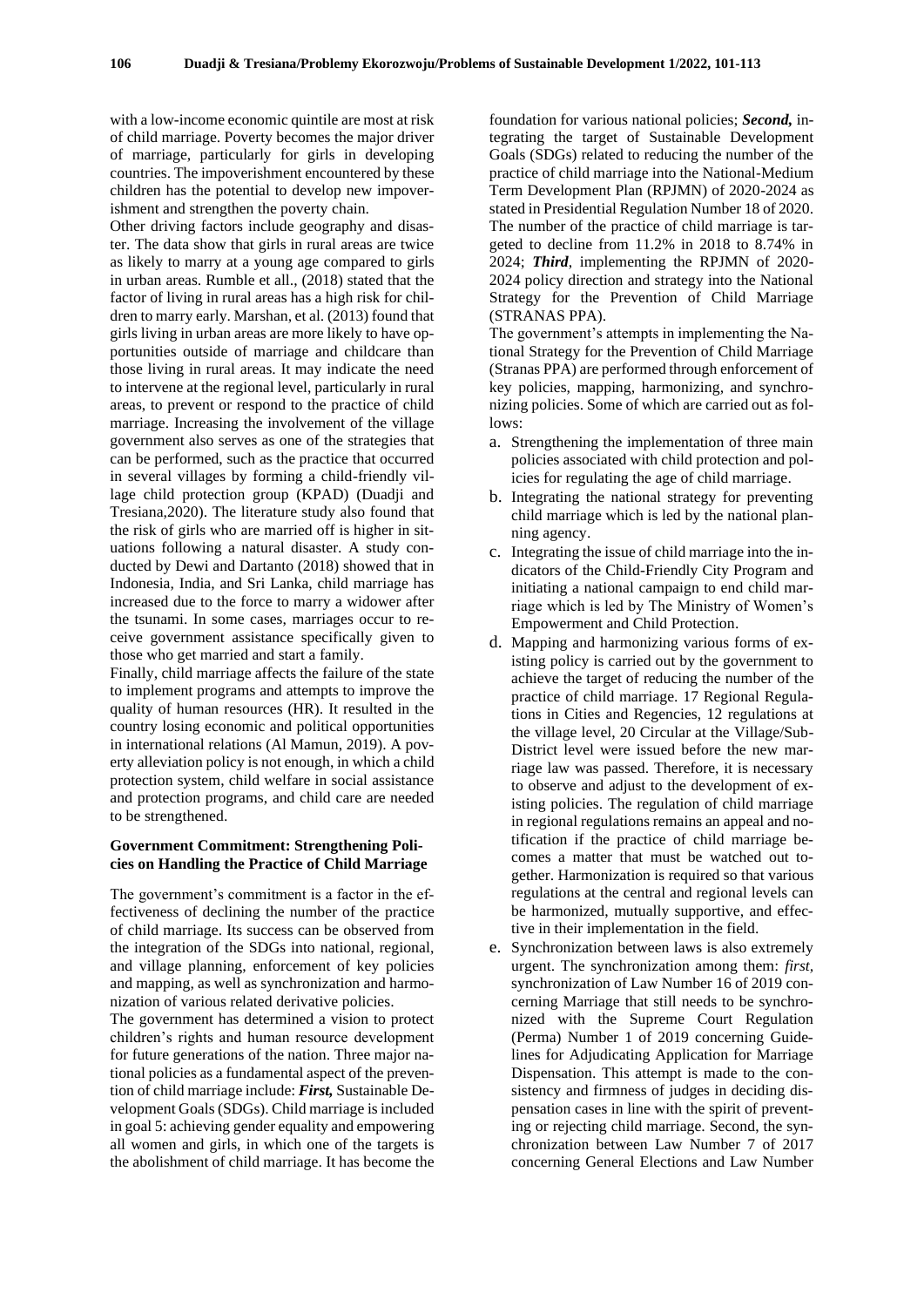with a low-income economic quintile are most at risk of child marriage. Poverty becomes the major driver of marriage, particularly for girls in developing countries. The impoverishment encountered by these children has the potential to develop new impoverishment and strengthen the poverty chain.

Other driving factors include geography and disaster. The data show that girls in rural areas are twice as likely to marry at a young age compared to girls in urban areas. Rumble et all., (2018) stated that the factor of living in rural areas has a high risk for children to marry early. Marshan, et al. (2013) found that girls living in urban areas are more likely to have opportunities outside of marriage and childcare than those living in rural areas. It may indicate the need to intervene at the regional level, particularly in rural areas, to prevent or respond to the practice of child marriage. Increasing the involvement of the village government also serves as one of the strategies that can be performed, such as the practice that occurred in several villages by forming a child-friendly village child protection group (KPAD) (Duadji and Tresiana,2020). The literature study also found that the risk of girls who are married off is higher in situations following a natural disaster. A study conducted by Dewi and Dartanto (2018) showed that in Indonesia, India, and Sri Lanka, child marriage has increased due to the force to marry a widower after the tsunami. In some cases, marriages occur to receive government assistance specifically given to those who get married and start a family.

Finally, child marriage affects the failure of the state to implement programs and attempts to improve the quality of human resources (HR). It resulted in the country losing economic and political opportunities in international relations (Al Mamun, 2019). A poverty alleviation policy is not enough, in which a child protection system, child welfare in social assistance and protection programs, and child care are needed to be strengthened.

## Government Commitment: Strengthening Policies on Handling the Practice of Child Marriage

The government's commitment is a factor in the effectiveness of declining the number of the practice of child marriage. Its success can be observed from the integration of the SDGs into national, regional, and village planning, enforcement of key policies and mapping, as well as synchronization and harmonization of various related derivative policies.

The government has determined a vision to protect children's rights and human resource development for future generations of the nation. Three major national policies as a fundamental aspect of the prevention of child marriage include: ***First,*** Sustainable Development Goals (SDGs). Child marriage is included in goal 5: achieving gender equality and empowering all women and girls, in which one of the targets is the abolishment of child marriage. It has become the foundation for various national policies; ***Second,*** integrating the target of Sustainable Development Goals (SDGs) related to reducing the number of the practice of child marriage into the National-Medium Term Development Plan (RPJMN) of 2020-2024 as stated in Presidential Regulation Number 18 of 2020. The number of the practice of child marriage is targeted to decline from 11.2% in 2018 to 8.74% in 2024; ***Third***, implementing the RPJMN of 2020-2024 policy direction and strategy into the National Strategy for the Prevention of Child Marriage (STRANAS PPA).

The government's attempts in implementing the National Strategy for the Prevention of Child Marriage (Stranas PPA) are performed through enforcement of key policies, mapping, harmonizing, and synchronizing policies. Some of which are carried out as follows:

a. Strengthening the implementation of three main policies associated with child protection and policies for regulating the age of child marriage.
b. Integrating the national strategy for preventing child marriage which is led by the national planning agency.
c. Integrating the issue of child marriage into the indicators of the Child-Friendly City Program and initiating a national campaign to end child marriage which is led by The Ministry of Women's Empowerment and Child Protection.
d. Mapping and harmonizing various forms of existing policy is carried out by the government to achieve the target of reducing the number of the practice of child marriage. 17 Regional Regulations in Cities and Regencies, 12 regulations at the village level, 20 Circular at the Village/Sub-District level were issued before the new marriage law was passed. Therefore, it is necessary to observe and adjust to the development of existing policies. The regulation of child marriage in regional regulations remains an appeal and notification if the practice of child marriage becomes a matter that must be watched out together. Harmonization is required so that various regulations at the central and regional levels can be harmonized, mutually supportive, and effective in their implementation in the field.
e. Synchronization between laws is also extremely urgent. The synchronization among them: *first*, synchronization of Law Number 16 of 2019 concerning Marriage that still needs to be synchronized with the Supreme Court Regulation (Perma) Number 1 of 2019 concerning Guidelines for Adjudicating Application for Marriage Dispensation. This attempt is made to the consistency and firmness of judges in deciding dispensation cases in line with the spirit of preventing or rejecting child marriage. Second, the synchronization between Law Number 7 of 2017 concerning General Elections and Law Number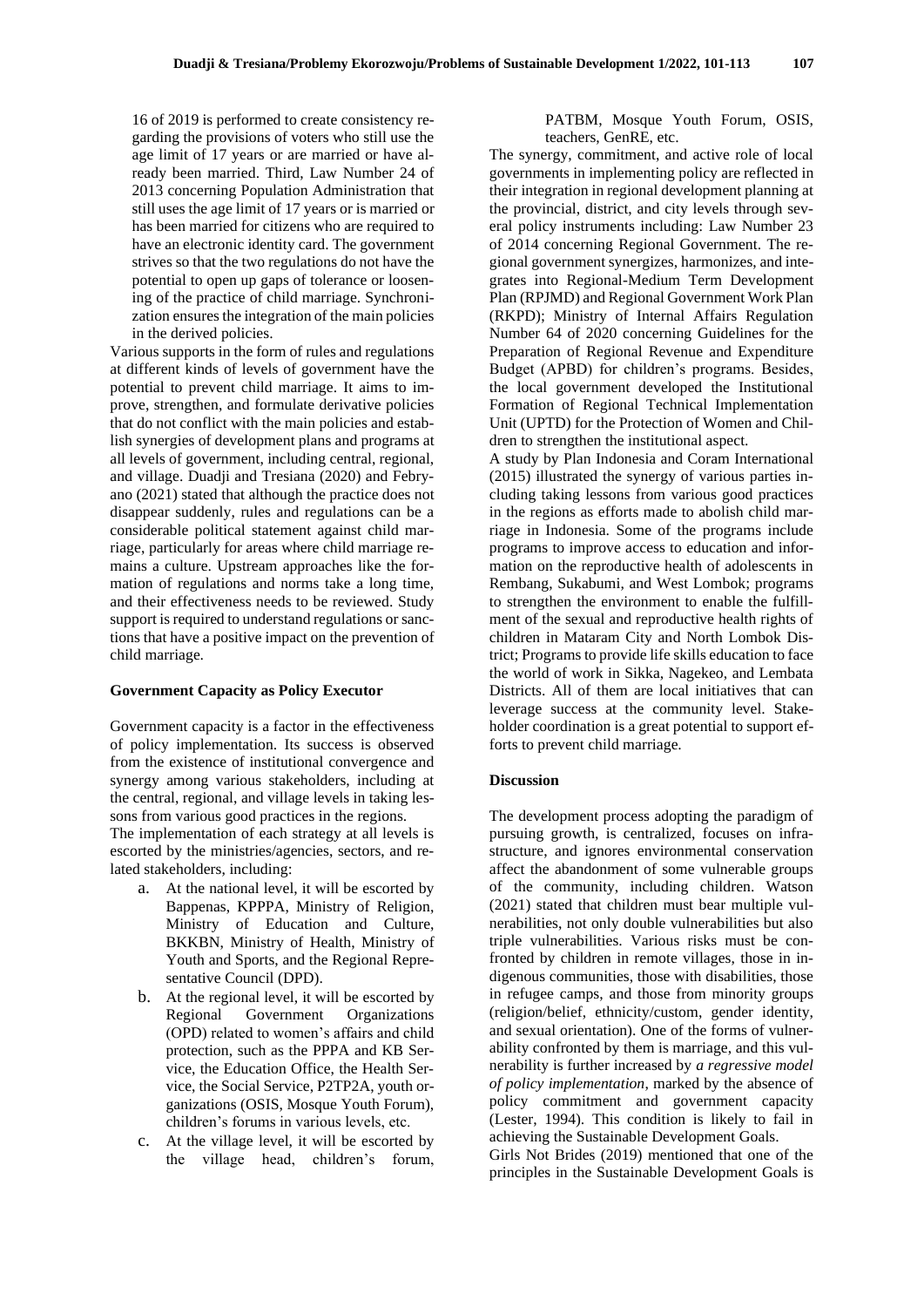16 of 2019 is performed to create consistency regarding the provisions of voters who still use the age limit of 17 years or are married or have already been married. Third, Law Number 24 of 2013 concerning Population Administration that still uses the age limit of 17 years or is married or has been married for citizens who are required to have an electronic identity card. The government strives so that the two regulations do not have the potential to open up gaps of tolerance or loosening of the practice of child marriage. Synchronization ensures the integration of the main policies in the derived policies.

Various supports in the form of rules and regulations at different kinds of levels of government have the potential to prevent child marriage. It aims to improve, strengthen, and formulate derivative policies that do not conflict with the main policies and establish synergies of development plans and programs at all levels of government, including central, regional, and village. Duadji and Tresiana (2020) and Febryano (2021) stated that although the practice does not disappear suddenly, rules and regulations can be a considerable political statement against child marriage, particularly for areas where child marriage remains a culture. Upstream approaches like the formation of regulations and norms take a long time, and their effectiveness needs to be reviewed. Study support is required to understand regulations or sanctions that have a positive impact on the prevention of child marriage.

### Government Capacity as Policy Executor

Government capacity is a factor in the effectiveness of policy implementation. Its success is observed from the existence of institutional convergence and synergy among various stakeholders, including at the central, regional, and village levels in taking lessons from various good practices in the regions.

The implementation of each strategy at all levels is escorted by the ministries/agencies, sectors, and related stakeholders, including:

a. At the national level, it will be escorted by Bappenas, KPPPA, Ministry of Religion, Ministry of Education and Culture, BKKBN, Ministry of Health, Ministry of Youth and Sports, and the Regional Representative Council (DPD).
b. At the regional level, it will be escorted by Regional Government Organizations (OPD) related to women's affairs and child protection, such as the PPPA and KB Service, the Education Office, the Health Service, the Social Service, P2TP2A, youth organizations (OSIS, Mosque Youth Forum), children's forums in various levels, etc.
c. At the village level, it will be escorted by the village head, children's forum, PATBM, Mosque Youth Forum, OSIS, teachers, GenRE, etc.

The synergy, commitment, and active role of local governments in implementing policy are reflected in their integration in regional development planning at the provincial, district, and city levels through several policy instruments including: Law Number 23 of 2014 concerning Regional Government. The regional government synergizes, harmonizes, and integrates into Regional-Medium Term Development Plan (RPJMD) and Regional Government Work Plan (RKPD); Ministry of Internal Affairs Regulation Number 64 of 2020 concerning Guidelines for the Preparation of Regional Revenue and Expenditure Budget (APBD) for children's programs. Besides, the local government developed the Institutional Formation of Regional Technical Implementation Unit (UPTD) for the Protection of Women and Children to strengthen the institutional aspect.

A study by Plan Indonesia and Coram International (2015) illustrated the synergy of various parties including taking lessons from various good practices in the regions as efforts made to abolish child marriage in Indonesia. Some of the programs include programs to improve access to education and information on the reproductive health of adolescents in Rembang, Sukabumi, and West Lombok; programs to strengthen the environment to enable the fulfillment of the sexual and reproductive health rights of children in Mataram City and North Lombok District; Programs to provide life skills education to face the world of work in Sikka, Nagekeo, and Lembata Districts. All of them are local initiatives that can leverage success at the community level. Stakeholder coordination is a great potential to support efforts to prevent child marriage.

### Discussion

The development process adopting the paradigm of pursuing growth, is centralized, focuses on infrastructure, and ignores environmental conservation affect the abandonment of some vulnerable groups of the community, including children. Watson (2021) stated that children must bear multiple vulnerabilities, not only double vulnerabilities but also triple vulnerabilities. Various risks must be confronted by children in remote villages, those in indigenous communities, those with disabilities, those in refugee camps, and those from minority groups (religion/belief, ethnicity/custom, gender identity, and sexual orientation). One of the forms of vulnerability confronted by them is marriage, and this vulnerability is further increased by *a regressive model of policy implementation*, marked by the absence of policy commitment and government capacity (Lester, 1994). This condition is likely to fail in achieving the Sustainable Development Goals.

Girls Not Brides (2019) mentioned that one of the principles in the Sustainable Development Goals is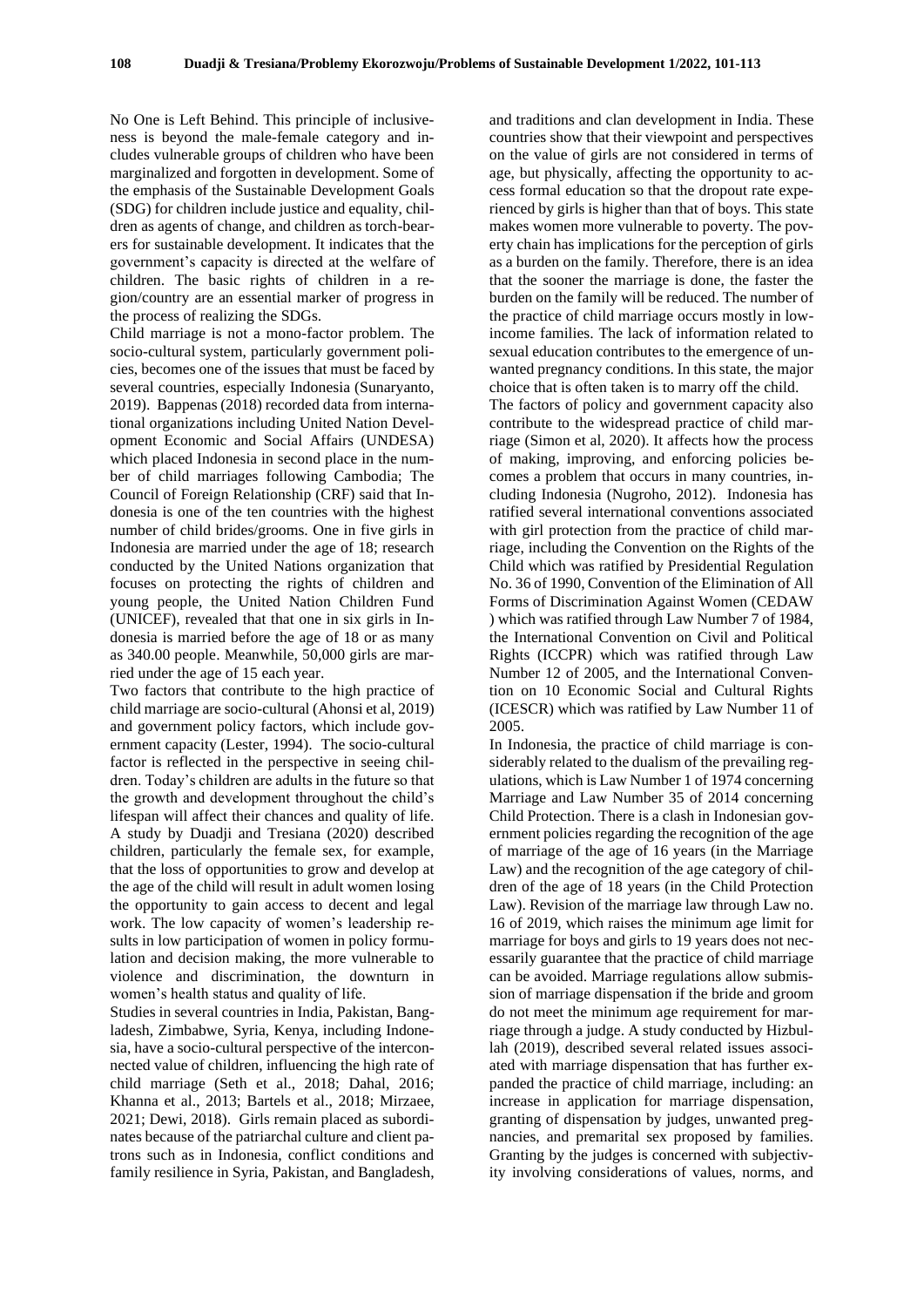No One is Left Behind. This principle of inclusiveness is beyond the male-female category and includes vulnerable groups of children who have been marginalized and forgotten in development. Some of the emphasis of the Sustainable Development Goals (SDG) for children include justice and equality, children as agents of change, and children as torch-bearers for sustainable development. It indicates that the government's capacity is directed at the welfare of children. The basic rights of children in a region/country are an essential marker of progress in the process of realizing the SDGs.

Child marriage is not a mono-factor problem. The socio-cultural system, particularly government policies, becomes one of the issues that must be faced by several countries, especially Indonesia (Sunaryanto, 2019). Bappenas (2018) recorded data from international organizations including United Nation Development Economic and Social Affairs (UNDESA) which placed Indonesia in second place in the number of child marriages following Cambodia; The Council of Foreign Relationship (CRF) said that Indonesia is one of the ten countries with the highest number of child brides/grooms. One in five girls in Indonesia are married under the age of 18; research conducted by the United Nations organization that focuses on protecting the rights of children and young people, the United Nation Children Fund (UNICEF), revealed that that one in six girls in Indonesia is married before the age of 18 or as many as 340.00 people. Meanwhile, 50,000 girls are married under the age of 15 each year.

Two factors that contribute to the high practice of child marriage are socio-cultural (Ahonsi et al, 2019) and government policy factors, which include government capacity (Lester, 1994). The socio-cultural factor is reflected in the perspective in seeing children. Today's children are adults in the future so that the growth and development throughout the child's lifespan will affect their chances and quality of life. A study by Duadji and Tresiana (2020) described children, particularly the female sex, for example, that the loss of opportunities to grow and develop at the age of the child will result in adult women losing the opportunity to gain access to decent and legal work. The low capacity of women's leadership results in low participation of women in policy formulation and decision making, the more vulnerable to violence and discrimination, the downturn in women's health status and quality of life.

Studies in several countries in India, Pakistan, Bangladesh, Zimbabwe, Syria, Kenya, including Indonesia, have a socio-cultural perspective of the interconnected value of children, influencing the high rate of child marriage (Seth et al., 2018; Dahal, 2016; Khanna et al., 2013; Bartels et al., 2018; Mirzaee, 2021; Dewi, 2018). Girls remain placed as subordinates because of the patriarchal culture and client patrons such as in Indonesia, conflict conditions and family resilience in Syria, Pakistan, and Bangladesh, and traditions and clan development in India. These countries show that their viewpoint and perspectives on the value of girls are not considered in terms of age, but physically, affecting the opportunity to access formal education so that the dropout rate experienced by girls is higher than that of boys. This state makes women more vulnerable to poverty. The poverty chain has implications for the perception of girls as a burden on the family. Therefore, there is an idea that the sooner the marriage is done, the faster the burden on the family will be reduced. The number of the practice of child marriage occurs mostly in low-income families. The lack of information related to sexual education contributes to the emergence of unwanted pregnancy conditions. In this state, the major choice that is often taken is to marry off the child.

The factors of policy and government capacity also contribute to the widespread practice of child marriage (Simon et al, 2020). It affects how the process of making, improving, and enforcing policies becomes a problem that occurs in many countries, including Indonesia (Nugroho, 2012). Indonesia has ratified several international conventions associated with girl protection from the practice of child marriage, including the Convention on the Rights of the Child which was ratified by Presidential Regulation No. 36 of 1990, Convention of the Elimination of All Forms of Discrimination Against Women (CEDAW ) which was ratified through Law Number 7 of 1984, the International Convention on Civil and Political Rights (ICCPR) which was ratified through Law Number 12 of 2005, and the International Convention on 10 Economic Social and Cultural Rights (ICESCR) which was ratified by Law Number 11 of 2005.

In Indonesia, the practice of child marriage is considerably related to the dualism of the prevailing regulations, which is Law Number 1 of 1974 concerning Marriage and Law Number 35 of 2014 concerning Child Protection. There is a clash in Indonesian government policies regarding the recognition of the age of marriage of the age of 16 years (in the Marriage Law) and the recognition of the age category of children of the age of 18 years (in the Child Protection Law). Revision of the marriage law through Law no. 16 of 2019, which raises the minimum age limit for marriage for boys and girls to 19 years does not necessarily guarantee that the practice of child marriage can be avoided. Marriage regulations allow submission of marriage dispensation if the bride and groom do not meet the minimum age requirement for marriage through a judge. A study conducted by Hizbullah (2019), described several related issues associated with marriage dispensation that has further expanded the practice of child marriage, including: an increase in application for marriage dispensation, granting of dispensation by judges, unwanted pregnancies, and premarital sex proposed by families. Granting by the judges is concerned with subjectivity involving considerations of values, norms, and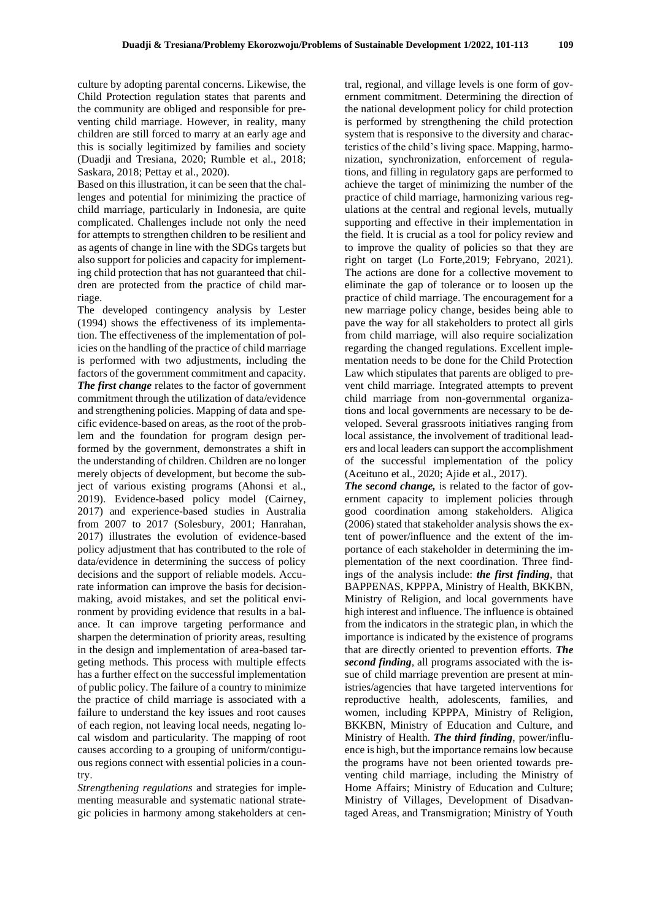culture by adopting parental concerns. Likewise, the Child Protection regulation states that parents and the community are obliged and responsible for preventing child marriage. However, in reality, many children are still forced to marry at an early age and this is socially legitimized by families and society (Duadji and Tresiana, 2020; Rumble et al., 2018; Saskara, 2018; Pettay et al., 2020).

Based on this illustration, it can be seen that the challenges and potential for minimizing the practice of child marriage, particularly in Indonesia, are quite complicated. Challenges include not only the need for attempts to strengthen children to be resilient and as agents of change in line with the SDGs targets but also support for policies and capacity for implementing child protection that has not guaranteed that children are protected from the practice of child marriage.

The developed contingency analysis by Lester (1994) shows the effectiveness of its implementation. The effectiveness of the implementation of policies on the handling of the practice of child marriage is performed with two adjustments, including the factors of the government commitment and capacity. ***The first change*** relates to the factor of government commitment through the utilization of data/evidence and strengthening policies. Mapping of data and specific evidence-based on areas, as the root of the problem and the foundation for program design performed by the government, demonstrates a shift in the understanding of children. Children are no longer merely objects of development, but become the subject of various existing programs (Ahonsi et al., 2019). Evidence-based policy model (Cairney, 2017) and experience-based studies in Australia from 2007 to 2017 (Solesbury, 2001; Hanrahan, 2017) illustrates the evolution of evidence-based policy adjustment that has contributed to the role of data/evidence in determining the success of policy decisions and the support of reliable models. Accurate information can improve the basis for decision-making, avoid mistakes, and set the political environment by providing evidence that results in a balance. It can improve targeting performance and sharpen the determination of priority areas, resulting in the design and implementation of area-based targeting methods. This process with multiple effects has a further effect on the successful implementation of public policy. The failure of a country to minimize the practice of child marriage is associated with a failure to understand the key issues and root causes of each region, not leaving local needs, negating local wisdom and particularity. The mapping of root causes according to a grouping of uniform/contiguous regions connect with essential policies in a country.

*Strengthening regulations* and strategies for implementing measurable and systematic national strategic policies in harmony among stakeholders at central, regional, and village levels is one form of government commitment. Determining the direction of the national development policy for child protection is performed by strengthening the child protection system that is responsive to the diversity and characteristics of the child's living space. Mapping, harmonization, synchronization, enforcement of regulations, and filling in regulatory gaps are performed to achieve the target of minimizing the number of the practice of child marriage, harmonizing various regulations at the central and regional levels, mutually supporting and effective in their implementation in the field. It is crucial as a tool for policy review and to improve the quality of policies so that they are right on target (Lo Forte,2019; Febryano, 2021). The actions are done for a collective movement to eliminate the gap of tolerance or to loosen up the practice of child marriage. The encouragement for a new marriage policy change, besides being able to pave the way for all stakeholders to protect all girls from child marriage, will also require socialization regarding the changed regulations. Excellent implementation needs to be done for the Child Protection Law which stipulates that parents are obliged to prevent child marriage. Integrated attempts to prevent child marriage from non-governmental organizations and local governments are necessary to be developed. Several grassroots initiatives ranging from local assistance, the involvement of traditional leaders and local leaders can support the accomplishment of the successful implementation of the policy (Aceituno et al., 2020; Ajide et al., 2017).

***The second change,*** is related to the factor of government capacity to implement policies through good coordination among stakeholders. Aligica (2006) stated that stakeholder analysis shows the extent of power/influence and the extent of the importance of each stakeholder in determining the implementation of the next coordination. Three findings of the analysis include: ***the first finding***, that BAPPENAS, KPPPA, Ministry of Health, BKKBN, Ministry of Religion, and local governments have high interest and influence. The influence is obtained from the indicators in the strategic plan, in which the importance is indicated by the existence of programs that are directly oriented to prevention efforts. ***The second finding***, all programs associated with the issue of child marriage prevention are present at ministries/agencies that have targeted interventions for reproductive health, adolescents, families, and women, including KPPPA, Ministry of Religion, BKKBN, Ministry of Education and Culture, and Ministry of Health. ***The third finding***, power/influence is high, but the importance remains low because the programs have not been oriented towards preventing child marriage, including the Ministry of Home Affairs; Ministry of Education and Culture; Ministry of Villages, Development of Disadvantaged Areas, and Transmigration; Ministry of Youth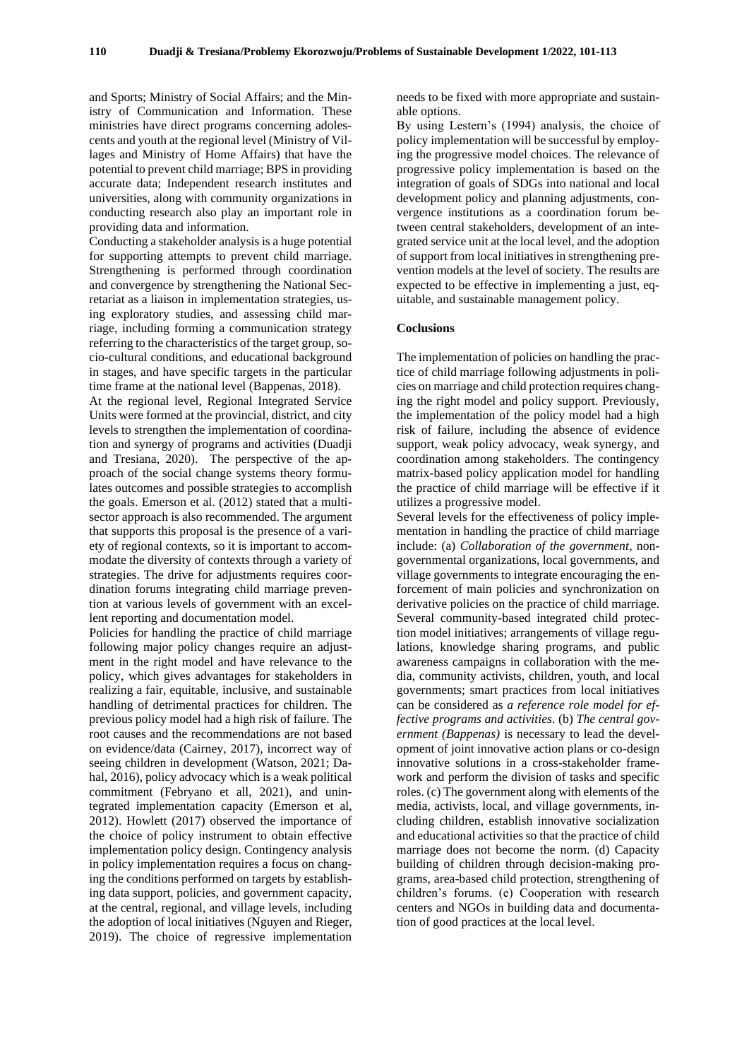and Sports; Ministry of Social Affairs; and the Ministry of Communication and Information. These ministries have direct programs concerning adolescents and youth at the regional level (Ministry of Villages and Ministry of Home Affairs) that have the potential to prevent child marriage; BPS in providing accurate data; Independent research institutes and universities, along with community organizations in conducting research also play an important role in providing data and information.

Conducting a stakeholder analysis is a huge potential for supporting attempts to prevent child marriage. Strengthening is performed through coordination and convergence by strengthening the National Secretariat as a liaison in implementation strategies, using exploratory studies, and assessing child marriage, including forming a communication strategy referring to the characteristics of the target group, socio-cultural conditions, and educational background in stages, and have specific targets in the particular time frame at the national level (Bappenas, 2018).

At the regional level, Regional Integrated Service Units were formed at the provincial, district, and city levels to strengthen the implementation of coordination and synergy of programs and activities (Duadji and Tresiana, 2020). The perspective of the approach of the social change systems theory formulates outcomes and possible strategies to accomplish the goals. Emerson et al. (2012) stated that a multisector approach is also recommended. The argument that supports this proposal is the presence of a variety of regional contexts, so it is important to accommodate the diversity of contexts through a variety of strategies. The drive for adjustments requires coordination forums integrating child marriage prevention at various levels of government with an excellent reporting and documentation model.

Policies for handling the practice of child marriage following major policy changes require an adjustment in the right model and have relevance to the policy, which gives advantages for stakeholders in realizing a fair, equitable, inclusive, and sustainable handling of detrimental practices for children. The previous policy model had a high risk of failure. The root causes and the recommendations are not based on evidence/data (Cairney, 2017), incorrect way of seeing children in development (Watson, 2021; Dahal, 2016), policy advocacy which is a weak political commitment (Febryano et all, 2021), and unintegrated implementation capacity (Emerson et al, 2012). Howlett (2017) observed the importance of the choice of policy instrument to obtain effective implementation policy design. Contingency analysis in policy implementation requires a focus on changing the conditions performed on targets by establishing data support, policies, and government capacity, at the central, regional, and village levels, including the adoption of local initiatives (Nguyen and Rieger, 2019). The choice of regressive implementation needs to be fixed with more appropriate and sustainable options.

By using Lestern's (1994) analysis, the choice of policy implementation will be successful by employing the progressive model choices. The relevance of progressive policy implementation is based on the integration of goals of SDGs into national and local development policy and planning adjustments, convergence institutions as a coordination forum between central stakeholders, development of an integrated service unit at the local level, and the adoption of support from local initiatives in strengthening prevention models at the level of society. The results are expected to be effective in implementing a just, equitable, and sustainable management policy.

## Coclusions

The implementation of policies on handling the practice of child marriage following adjustments in policies on marriage and child protection requires changing the right model and policy support. Previously, the implementation of the policy model had a high risk of failure, including the absence of evidence support, weak policy advocacy, weak synergy, and coordination among stakeholders. The contingency matrix-based policy application model for handling the practice of child marriage will be effective if it utilizes a progressive model.

Several levels for the effectiveness of policy implementation in handling the practice of child marriage include: (a) *Collaboration of the government*, non-governmental organizations, local governments, and village governments to integrate encouraging the enforcement of main policies and synchronization on derivative policies on the practice of child marriage. Several community-based integrated child protection model initiatives; arrangements of village regulations, knowledge sharing programs, and public awareness campaigns in collaboration with the media, community activists, children, youth, and local governments; smart practices from local initiatives can be considered as *a reference role model for effective programs and activities*. (b) *The central government (Bappenas)* is necessary to lead the development of joint innovative action plans or co-design innovative solutions in a cross-stakeholder framework and perform the division of tasks and specific roles. (c) The government along with elements of the media, activists, local, and village governments, including children, establish innovative socialization and educational activities so that the practice of child marriage does not become the norm. (d) Capacity building of children through decision-making programs, area-based child protection, strengthening of children's forums. (e) Cooperation with research centers and NGOs in building data and documentation of good practices at the local level.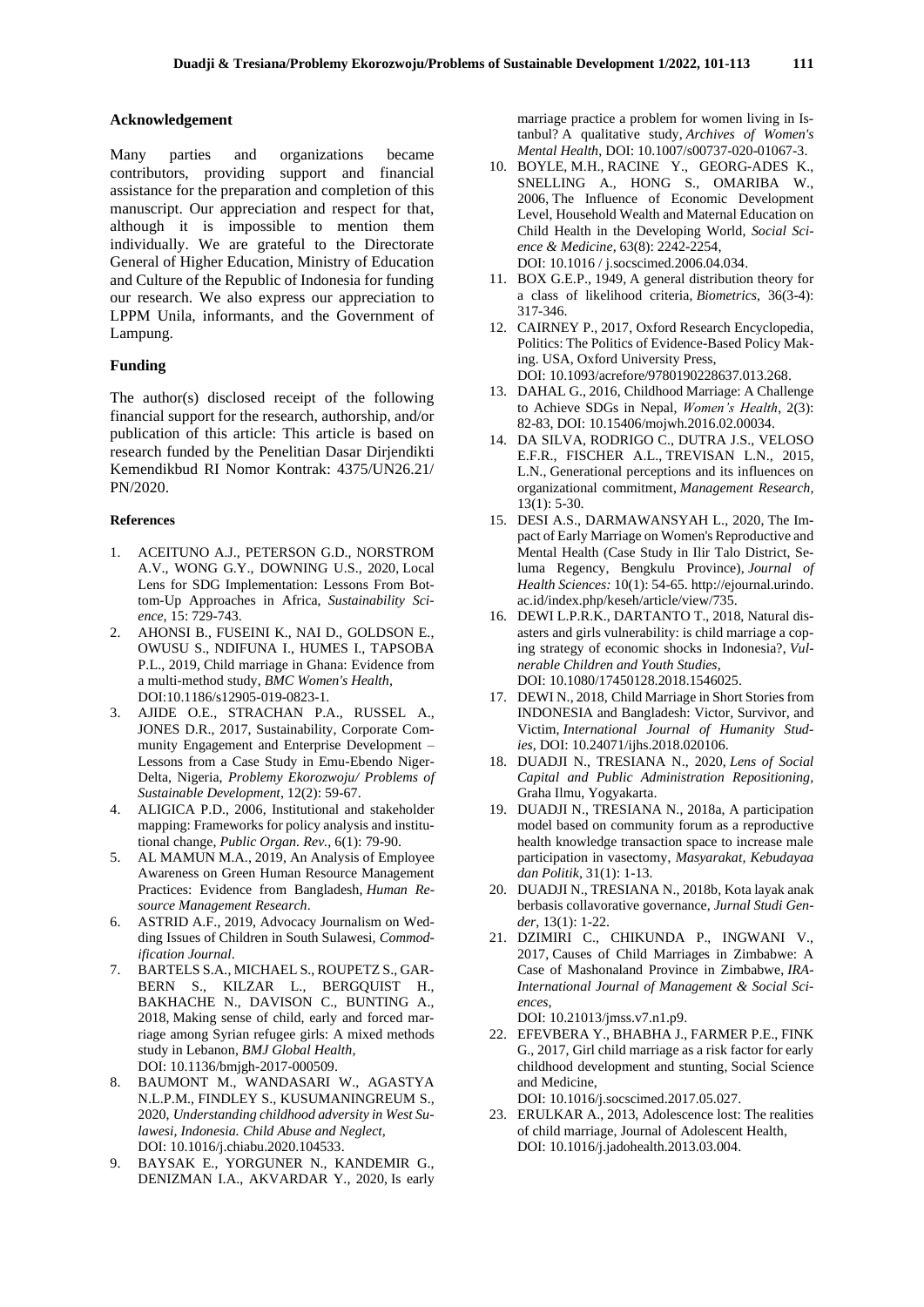## Acknowledgement

Many parties and organizations became contributors, providing support and financial assistance for the preparation and completion of this manuscript. Our appreciation and respect for that, although it is impossible to mention them individually. We are grateful to the Directorate General of Higher Education, Ministry of Education and Culture of the Republic of Indonesia for funding our research. We also express our appreciation to LPPM Unila, informants, and the Government of Lampung.

## Funding

The author(s) disclosed receipt of the following financial support for the research, authorship, and/or publication of this article: This article is based on research funded by the Penelitian Dasar Dirjendikti Kemendikbud RI Nomor Kontrak: 4375/UN26.21/ PN/2020.

## References

1. ACEITUNO A.J., PETERSON G.D., NORSTROM A.V., WONG G.Y., DOWNING U.S., 2020, Local Lens for SDG Implementation: Lessons From Bottom-Up Approaches in Africa, *Sustainability Science*, 15: 729-743.
2. AHONSI B., FUSEINI K., NAI D., GOLDSON E., OWUSU S., NDIFUNA I., HUMES I., TAPSOBA P.L., 2019, Child marriage in Ghana: Evidence from a multi-method study, *BMC Women's Health*, DOI:10.1186/s12905-019-0823-1.
3. AJIDE O.E., STRACHAN P.A., RUSSEL A., JONES D.R., 2017, Sustainability, Corporate Community Engagement and Enterprise Development – Lessons from a Case Study in Emu-Ebendo Niger-Delta, Nigeria, *Problemy Ekorozwoju/ Problems of Sustainable Development*, 12(2): 59-67.
4. ALIGICA P.D., 2006, Institutional and stakeholder mapping: Frameworks for policy analysis and institutional change, *Public Organ. Rev.*, 6(1): 79-90.
5. AL MAMUN M.A., 2019, An Analysis of Employee Awareness on Green Human Resource Management Practices: Evidence from Bangladesh, *Human Resource Management Research*.
6. ASTRID A.F., 2019, Advocacy Journalism on Wedding Issues of Children in South Sulawesi, *Commodification Journal*.
7. BARTELS S.A., MICHAEL S., ROUPETZ S., GARBERN S., KILZAR L., BERGQUIST H., BAKHACHE N., DAVISON C., BUNTING A., 2018, Making sense of child, early and forced marriage among Syrian refugee girls: A mixed methods study in Lebanon, *BMJ Global Health*, DOI: 10.1136/bmjgh-2017-000509.
8. BAUMONT M., WANDASARI W., AGASTYA N.L.P.M., FINDLEY S., KUSUMANINGREUM S., 2020, *Understanding childhood adversity in West Sulawesi, Indonesia. Child Abuse and Neglect*, DOI: 10.1016/j.chiabu.2020.104533.
9. BAYSAK E., YORGUNER N., KANDEMIR G., DENIZMAN I.A., AKVARDAR Y., 2020, Is early marriage practice a problem for women living in Istanbul? A qualitative study, *Archives of Women's Mental Health*, DOI: 10.1007/s00737-020-01067-3.
10. BOYLE, M.H., RACINE Y., GEORG-ADES K., SNELLING A., HONG S., OMARIBA W., 2006, The Influence of Economic Development Level, Household Wealth and Maternal Education on Child Health in the Developing World, *Social Science & Medicine*, 63(8): 2242-2254, DOI: 10.1016 / j.socscimed.2006.04.034.
11. BOX G.E.P., 1949, A general distribution theory for a class of likelihood criteria, *Biometrics*, 36(3-4): 317-346.
12. CAIRNEY P., 2017, Oxford Research Encyclopedia, Politics: The Politics of Evidence-Based Policy Making. USA, Oxford University Press, DOI: 10.1093/acrefore/9780190228637.013.268.
13. DAHAL G., 2016, Childhood Marriage: A Challenge to Achieve SDGs in Nepal, *Women's Health*, 2(3): 82-83, DOI: 10.15406/mojwh.2016.02.00034.
14. DA SILVA, RODRIGO C., DUTRA J.S., VELOSO E.F.R., FISCHER A.L., TREVISAN L.N., 2015, L.N., Generational perceptions and its influences on organizational commitment, *Management Research*, 13(1): 5-30.
15. DESI A.S., DARMAWANSYAH L., 2020, The Impact of Early Marriage on Women's Reproductive and Mental Health (Case Study in Ilir Talo District, Seluma Regency, Bengkulu Province), *Journal of Health Sciences:* 10(1): 54-65. http://ejournal.urindo.ac.id/index.php/keseh/article/view/735.
16. DEWI L.P.R.K., DARTANTO T., 2018, Natural disasters and girls vulnerability: is child marriage a coping strategy of economic shocks in Indonesia?, *Vulnerable Children and Youth Studies*, DOI: 10.1080/17450128.2018.1546025.
17. DEWI N., 2018, Child Marriage in Short Stories from INDONESIA and Bangladesh: Victor, Survivor, and Victim, *International Journal of Humanity Studies*, DOI: 10.24071/ijhs.2018.020106.
18. DUADJI N., TRESIANA N., 2020, *Lens of Social Capital and Public Administration Repositioning*, Graha Ilmu, Yogyakarta.
19. DUADJI N., TRESIANA N., 2018a, A participation model based on community forum as a reproductive health knowledge transaction space to increase male participation in vasectomy, *Masyarakat, Kebudayaa dan Politik*, 31(1): 1-13.
20. DUADJI N., TRESIANA N., 2018b, Kota layak anak berbasis collavorative governance, *Jurnal Studi Gender*, 13(1): 1-22.
21. DZIMIRI C., CHIKUNDA P., INGWANI V., 2017, Causes of Child Marriages in Zimbabwe: A Case of Mashonaland Province in Zimbabwe, *IRA-International Journal of Management & Social Sciences*, DOI: 10.21013/jmss.v7.n1.p9.
22. EFEVBERA Y., BHABHA J., FARMER P.E., FINK G., 2017, Girl child marriage as a risk factor for early childhood development and stunting, Social Science and Medicine, DOI: 10.1016/j.socscimed.2017.05.027.
23. ERULKAR A., 2013, Adolescence lost: The realities of child marriage, Journal of Adolescent Health, DOI: 10.1016/j.jadohealth.2013.03.004.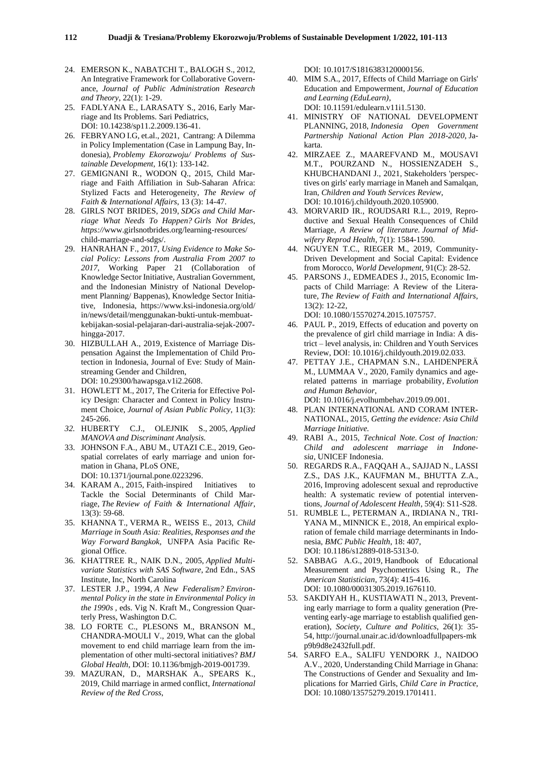24. EMERSON K., NABATCHI T., BALOGH S., 2012, An Integrative Framework for Collaborative Governance, *Journal of Public Administration Research and Theory*, 22(1): 1-29.
25. FADLYANA E., LARASATY S., 2016, Early Marriage and Its Problems. Sari Pediatrics, DOI: 10.14238/sp11.2.2009.136-41.
26. FEBRYANO I.G, et.al., 2021, Cantrang: A Dilemma in Policy Implementation (Case in Lampung Bay, Indonesia), *Problemy Ekorozwoju/ Problems of Sustainable Development,* 16(1): 133-142.
27. GEMIGNANI R., WODON Q., 2015, Child Marriage and Faith Affiliation in Sub-Saharan Africa: Stylized Facts and Heterogeneity, *The Review of Faith & International Affairs*, 13 (3): 14-47.
28. GIRLS NOT BRIDES, 2019, *SDGs and Child Marriage What Needs To Happen? Girls Not Brides, https://*www.girlsnotbrides.org/learning-resources/ child-marriage-and-sdgs/.
29. HANRAHAN F., 2017, *Using Evidence to Make Social Policy: Lessons from Australia From 2007 to 2017*, Working Paper 21 (Collaboration of Knowledge Sector Initiative, Australian Government, and the Indonesian Ministry of National Development Planning/ Bappenas), Knowledge Sector Initiative, Indonesia, https://www.ksi-indonesia.org/old/ in/news/detail/menggunakan-bukti-untuk-membuat-kebijakan-sosial-pelajaran-dari-australia-sejak-2007-hingga-2017.
30. HIZBULLAH A., 2019, Existence of Marriage Dispensation Against the Implementation of Child Protection in Indonesia, Journal of Eve: Study of Mainstreaming Gender and Children, DOI: 10.29300/hawapsga.v1i2.2608.
31. HOWLETT M., 2017, The Criteria for Effective Policy Design: Character and Context in Policy Instrument Choice, *Journal of Asian Public Policy*, 11(3): 245-266.
32. HUBERTY C.J., OLEJNIK S., 2005, *Applied MANOVA and Discriminant Analysis.*
33. JOHNSON F.A., ABU M., UTAZI C.E., 2019, Geospatial correlates of early marriage and union formation in Ghana, PLoS ONE, DOI: 10.1371/journal.pone.0223296.
34. KARAM A., 2015, Faith-inspired Initiatives to Tackle the Social Determinants of Child Marriage, *The Review of Faith & International Affair*, 13(3): 59-68.
35. KHANNA T., VERMA R., WEISS E., 2013, *Child Marriage in South Asia: Realities, Responses and the Way Forward Bangkok*, UNFPA Asia Pacific Regional Office.
36. KHATTREE R., NAIK D.N., 2005, *Applied Multivariate Statistics with SAS Software*, 2nd Edn., SAS Institute, Inc, North Carolina
37. LESTER J.P., 1994, *A New Federalism? Environmental Policy in the state in Environmental Policy in the 1990s* , eds. Vig N. Kraft M., Congression Quarterly Press, Washington D.C.
38. LO FORTE C., PLESONS M., BRANSON M., CHANDRA-MOULI V., 2019, What can the global movement to end child marriage learn from the implementation of other multi-sectoral initiatives? *BMJ Global Health*, DOI: 10.1136/bmjgh-2019-001739.
39. MAZURAN, D., MARSHAK A., SPEARS K., 2019, Child marriage in armed conflict, *International Review of the Red Cross*, DOI: 10.1017/S1816383120000156.
40. MIM S.A., 2017, Effects of Child Marriage on Girls' Education and Empowerment, *Journal of Education and Learning (EduLearn)*, DOI: 10.11591/edulearn.v11i1.5130.
41. MINISTRY OF NATIONAL DEVELOPMENT PLANNING, 2018, *Indonesia Open Government Partnership National Action Plan 2018-2020*, Jakarta.
42. MIRZAEE Z., MAAREFVAND M., MOUSAVI M.T., POURZAND N., HOSSIENZADEH S., KHUBCHANDANI J., 2021, Stakeholders 'perspectives on girls' early marriage in Maneh and Samalqan, Iran, *Children and Youth Services Review*, DOI: 10.1016/j.childyouth.2020.105900.
43. MORVARID IR., ROUDSARI R.L., 2019, Reproductive and Sexual Health Consequences of Child Marriage, *A Review of literature. Journal of Midwifery Reprod Health*, 7(1): 1584-1590.
44. NGUYEN T.C., RIEGER M., 2019, Community-Driven Development and Social Capital: Evidence from Morocco, *World Development*, 91(C): 28-52.
45. PARSONS J., EDMEADES J., 2015, Economic Impacts of Child Marriage: A Review of the Literature, *The Review of Faith and International Affairs*, 13(2): 12-22, DOI: 10.1080/15570274.2015.1075757.
46. PAUL P., 2019, Effects of education and poverty on the prevalence of girl child marriage in India: A district – level analysis, in: Children and Youth Services Review, DOI: 10.1016/j.childyouth.2019.02.033.
47. PETTAY J.E., CHAPMAN S.N., LAHDENPERÄ M., LUMMAA V., 2020, Family dynamics and age-related patterns in marriage probability, *Evolution and Human Behavior*, DOI: 10.1016/j.evolhumbehav.2019.09.001.
48. PLAN INTERNATIONAL AND CORAM INTERNATIONAL, 2015, *Getting the evidence: Asia Child Marriage Initiative.*
49. RABI A., 2015, *Technical Note. Cost of Inaction: Child and adolescent marriage in Indonesia*, UNICEF Indonesia.
50. REGARDS R.A., FAQQAH A., SAJJAD N., LASSI Z.S., DAS J.K., KAUFMAN M., BHUTTA Z.A., 2016, Improving adolescent sexual and reproductive health: A systematic review of potential interventions, *Journal of Adolescent Health*, 59(4): S11-S28.
51. RUMBLE L., PETERMAN A., IRDIANA N., TRIYANA M., MINNICK E., 2018, An empirical exploration of female child marriage determinants in Indonesia, *BMC Public Health*, 18: 407, DOI: 10.1186/s12889-018-5313-0.
52. SABBAG A.G., 2019, Handbook of Educational Measurement and Psychometrics Using R., *The American Statistician*, 73(4): 415-416. DOI: 10.1080/00031305.2019.1676110.
53. SAKDIYAH H., KUSTIAWATI N., 2013, Preventing early marriage to form a quality generation (Preventing early-age marriage to establish qualified generation), *Society, Culture and Politics*, 26(1): 35-54, http://journal.unair.ac.id/downloadfullpapers-mkp9b9d8e2432full.pdf.
54. SARFO E.A., SALIFU YENDORK J., NAIDOO A.V., 2020, Understanding Child Marriage in Ghana: The Constructions of Gender and Sexuality and Implications for Married Girls, *Child Care in Practice*, DOI: 10.1080/13575279.2019.1701411.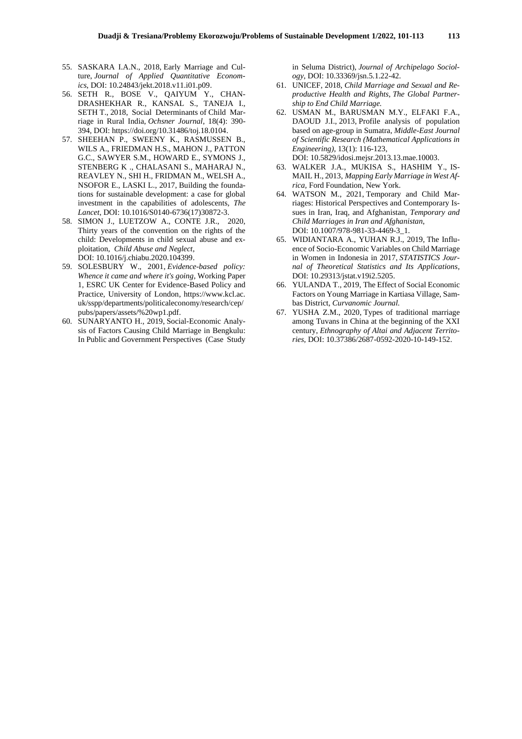55. SASKARA I.A.N., 2018, Early Marriage and Culture, *Journal of Applied Quantitative Economics*, DOI: 10.24843/jekt.2018.v11.i01.p09.
56. SETH R., BOSE V., QAIYUM Y., CHANDRASHEKHAR R., KANSAL S., TANEJA I., SETH T., 2018, Social Determinants of Child Marriage in Rural India, *Ochsner Journal*, 18(4): 390-394, DOI: https://doi.org/10.31486/toj.18.0104.
57. SHEEHAN P., SWEENY K., RASMUSSEN B., WILS A., FRIEDMAN H.S., MAHON J., PATTON G.C., SAWYER S.M., HOWARD E., SYMONS J., STENBERG K ., CHALASANI S., MAHARAJ N., REAVLEY N., SHI H., FRIDMAN M., WELSH A., NSOFOR E., LASKI L., 2017, Building the foundations for sustainable development: a case for global investment in the capabilities of adolescents, *The Lancet*, DOI: 10.1016/S0140-6736(17)30872-3.
58. SIMON J., LUETZOW A., CONTE J.R., 2020, Thirty years of the convention on the rights of the child: Developments in child sexual abuse and exploitation, *Child Abuse and Neglect*, DOI: 10.1016/j.chiabu.2020.104399.
59. SOLESBURY W., 2001, *Evidence-based policy: Whence it came and where it's going*, Working Paper 1, ESRC UK Center for Evidence-Based Policy and Practice, University of London, https://www.kcl.ac.uk/sspp/departments/politicaleconomy/research/cep/pubs/papers/assets/%20wp1.pdf.
60. SUNARYANTO H., 2019, Social-Economic Analysis of Factors Causing Child Marriage in Bengkulu: In Public and Government Perspectives (Case Study in Seluma District), *Journal of Archipelago Sociology*, DOI: 10.33369/jsn.5.1.22-42.
61. UNICEF, 2018, *Child Marriage and Sexual and Reproductive Health and Rights*, *The Global Partnership to End Child Marriage.*
62. USMAN M., BARUSMAN M.Y., ELFAKI F.A., DAOUD J.I., 2013, Profile analysis of population based on age-group in Sumatra, *Middle-East Journal of Scientific Research (Mathematical Applications in Engineering)*, 13(1): 116-123, DOI: 10.5829/idosi.mejsr.2013.13.mae.10003.
63. WALKER J.A., MUKISA S., HASHIM Y., ISMAIL H., 2013, *Mapping Early Marriage in West Africa*, Ford Foundation, New York.
64. WATSON M., 2021, Temporary and Child Marriages: Historical Perspectives and Contemporary Issues in Iran, Iraq, and Afghanistan, *Temporary and Child Marriages in Iran and Afghanistan*, DOI: 10.1007/978-981-33-4469-3_1.
65. WIDIANTARA A., YUHAN R.J., 2019, The Influence of Socio-Economic Variables on Child Marriage in Women in Indonesia in 2017, *STATISTICS Journal of Theoretical Statistics and Its Applications*, DOI: 10.29313/jstat.v19i2.5205.
66. YULANDA T., 2019, The Effect of Social Economic Factors on Young Marriage in Kartiasa Village, Sambas District, *Curvanomic Journal.*
67. YUSHA Z.M., 2020, Types of traditional marriage among Tuvans in China at the beginning of the XXI century, *Ethnography of Altai and Adjacent Territories*, DOI: 10.37386/2687-0592-2020-10-149-152.